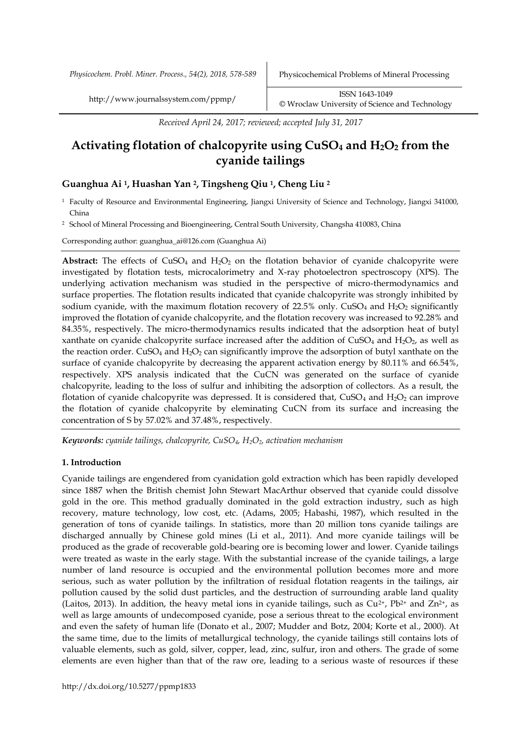*Received April 24, 2017; reviewed; accepted July 31, 2017*

# Activating flotation of chalcopyrite using $CuSO_4$ and $H_2O_2$ from the cyanide tailings

**Guanghua Ai [1], Huashan Yan [2], Tingsheng Qiu [1], Cheng Liu [2]**

[1] Faculty of Resource and Environmental Engineering, Jiangxi University of Science and Technology, Jiangxi 341000, China

[2] School of Mineral Processing and Bioengineering, Central South University, Changsha 410083, China

Corresponding author: guanghua_ai@126.com (Guanghua Ai)

**Abstract:** The effects of $CuSO_4$ and $H_2O_2$ on the flotation behavior of cyanide chalcopyrite were investigated by flotation tests, microcalorimetry and X-ray photoelectron spectroscopy (XPS). The underlying activation mechanism was studied in the perspective of micro-thermodynamics and surface properties. The flotation results indicated that cyanide chalcopyrite was strongly inhibited by sodium cyanide, with the maximum flotation recovery of 22.5% only. $CuSO_4$ and $H_2O_2$ significantly improved the flotation of cyanide chalcopyrite, and the flotation recovery was increased to 92.28% and 84.35%, respectively. The micro-thermodynamics results indicated that the adsorption heat of butyl xanthate on cyanide chalcopyrite surface increased after the addition of $CuSO_4$ and $H_2O_2$, as well as the reaction order. $CuSO_4$ and $H_2O_2$ can significantly improve the adsorption of butyl xanthate on the surface of cyanide chalcopyrite by decreasing the apparent activation energy by 80.11% and 66.54%, respectively. XPS analysis indicated that the CuCN was generated on the surface of cyanide chalcopyrite, leading to the loss of sulfur and inhibiting the adsorption of collectors. As a result, the flotation of cyanide chalcopyrite was depressed. It is considered that, $CuSO_4$ and $H_2O_2$ can improve the flotation of cyanide chalcopyrite by eleminating CuCN from its surface and increasing the concentration of S by 57.02% and 37.48%, respectively.

***Keywords:*** *cyanide tailings, chalcopyrite, $CuSO_4$, $H_2O_2$, activation mechanism*

## 1. Introduction

Cyanide tailings are engendered from cyanidation gold extraction which has been rapidly developed since 1887 when the British chemist John Stewart MacArthur observed that cyanide could dissolve gold in the ore. This method gradually dominated in the gold extraction industry, such as high recovery, mature technology, low cost, etc. (Adams, 2005; Habashi, 1987), which resulted in the generation of tons of cyanide tailings. In statistics, more than 20 million tons cyanide tailings are discharged annually by Chinese gold mines (Li et al., 2011). And more cyanide tailings will be produced as the grade of recoverable gold-bearing ore is becoming lower and lower. Cyanide tailings were treated as waste in the early stage. With the substantial increase of the cyanide tailings, a large number of land resource is occupied and the environmental pollution becomes more and more serious, such as water pollution by the infiltration of residual flotation reagents in the tailings, air pollution caused by the solid dust particles, and the destruction of surrounding arable land quality (Laitos, 2013). In addition, the heavy metal ions in cyanide tailings, such as $Cu^{2+}$, $Pb^{2+}$ and $Zn^{2+}$, as well as large amounts of undecomposed cyanide, pose a serious threat to the ecological environment and even the safety of human life (Donato et al., 2007; Mudder and Botz, 2004; Korte et al., 2000). At the same time, due to the limits of metallurgical technology, the cyanide tailings still contains lots of valuable elements, such as gold, silver, copper, lead, zinc, sulfur, iron and others. The grade of some elements are even higher than that of the raw ore, leading to a serious waste of resources if these

http://dx.doi.org/10.5277/ppmp1833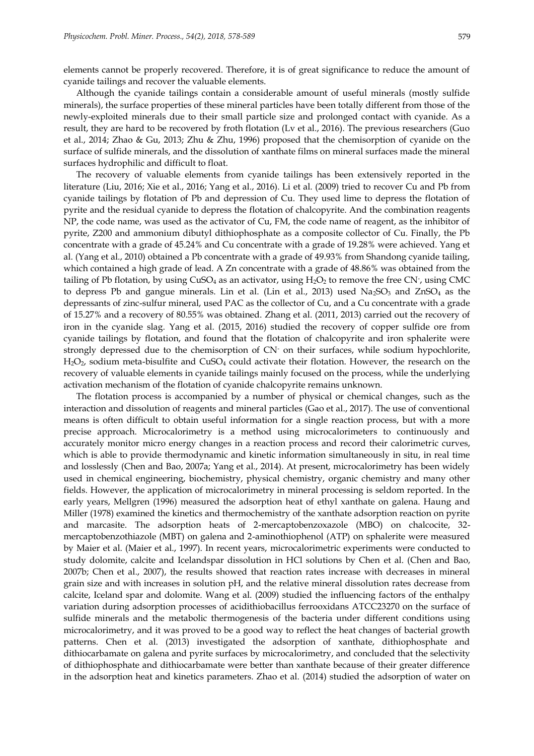elements cannot be properly recovered. Therefore, it is of great significance to reduce the amount of cyanide tailings and recover the valuable elements.

Although the cyanide tailings contain a considerable amount of useful minerals (mostly sulfide minerals), the surface properties of these mineral particles have been totally different from those of the newly-exploited minerals due to their small particle size and prolonged contact with cyanide. As a result, they are hard to be recovered by froth flotation (Lv et al., 2016). The previous researchers (Guo et al., 2014; Zhao & Gu, 2013; Zhu & Zhu, 1996) proposed that the chemisorption of cyanide on the surface of sulfide minerals, and the dissolution of xanthate films on mineral surfaces made the mineral surfaces hydrophilic and difficult to float.

The recovery of valuable elements from cyanide tailings has been extensively reported in the literature (Liu, 2016; Xie et al., 2016; Yang et al., 2016). Li et al. (2009) tried to recover Cu and Pb from cyanide tailings by flotation of Pb and depression of Cu. They used lime to depress the flotation of pyrite and the residual cyanide to depress the flotation of chalcopyrite. And the combination reagents NP, the code name, was used as the activator of Cu, FM, the code name of reagent, as the inhibitor of pyrite, Z200 and ammonium dibutyl dithiophosphate as a composite collector of Cu. Finally, the Pb concentrate with a grade of 45.24% and Cu concentrate with a grade of 19.28% were achieved. Yang et al. (Yang et al., 2010) obtained a Pb concentrate with a grade of 49.93% from Shandong cyanide tailing, which contained a high grade of lead. A Zn concentrate with a grade of 48.86% was obtained from the tailing of Pb flotation, by using $CuSO_4$ as an activator, using $H_2O_2$ to remove the free $CN^-$, using CMC to depress Pb and gangue minerals. Lin et al. (Lin et al., 2013) used $Na_2SO_3$ and $ZnSO_4$ as the depressants of zinc-sulfur mineral, used PAC as the collector of Cu, and a Cu concentrate with a grade of 15.27% and a recovery of 80.55% was obtained. Zhang et al. (2011, 2013) carried out the recovery of iron in the cyanide slag. Yang et al. (2015, 2016) studied the recovery of copper sulfide ore from cyanide tailings by flotation, and found that the flotation of chalcopyrite and iron sphalerite were strongly depressed due to the chemisorption of $CN^-$ on their surfaces, while sodium hypochlorite, $H_2O_2$, sodium meta-bisulfite and $CuSO_4$ could activate their flotation. However, the research on the recovery of valuable elements in cyanide tailings mainly focused on the process, while the underlying activation mechanism of the flotation of cyanide chalcopyrite remains unknown.

The flotation process is accompanied by a number of physical or chemical changes, such as the interaction and dissolution of reagents and mineral particles (Gao et al., 2017). The use of conventional means is often difficult to obtain useful information for a single reaction process, but with a more precise approach. Microcalorimetry is a method using microcalorimeters to continuously and accurately monitor micro energy changes in a reaction process and record their calorimetric curves, which is able to provide thermodynamic and kinetic information simultaneously in situ, in real time and losslessly (Chen and Bao, 2007a; Yang et al., 2014). At present, microcalorimetry has been widely used in chemical engineering, biochemistry, physical chemistry, organic chemistry and many other fields. However, the application of microcalorimetry in mineral processing is seldom reported. In the early years, Mellgren (1996) measured the adsorption heat of ethyl xanthate on galena. Haung and Miller (1978) examined the kinetics and thermochemistry of the xanthate adsorption reaction on pyrite and marcasite. The adsorption heats of 2-mercaptobenzoxazole (MBO) on chalcocite, 32-mercaptobenzothiazole (MBT) on galena and 2-aminothiophenol (ATP) on sphalerite were measured by Maier et al. (Maier et al., 1997). In recent years, microcalorimetric experiments were conducted to study dolomite, calcite and Icelandspar dissolution in HCl solutions by Chen et al. (Chen and Bao, 2007b; Chen et al., 2007), the results showed that reaction rates increase with decreases in mineral grain size and with increases in solution pH, and the relative mineral dissolution rates decrease from calcite, Iceland spar and dolomite. Wang et al. (2009) studied the influencing factors of the enthalpy variation during adsorption processes of acidithiobacillus ferrooxidans ATCC23270 on the surface of sulfide minerals and the metabolic thermogenesis of the bacteria under different conditions using microcalorimetry, and it was proved to be a good way to reflect the heat changes of bacterial growth patterns. Chen et al. (2013) investigated the adsorption of xanthate, dithiophosphate and dithiocarbamate on galena and pyrite surfaces by microcalorimetry, and concluded that the selectivity of dithiophosphate and dithiocarbamate were better than xanthate because of their greater difference in the adsorption heat and kinetics parameters. Zhao et al. (2014) studied the adsorption of water on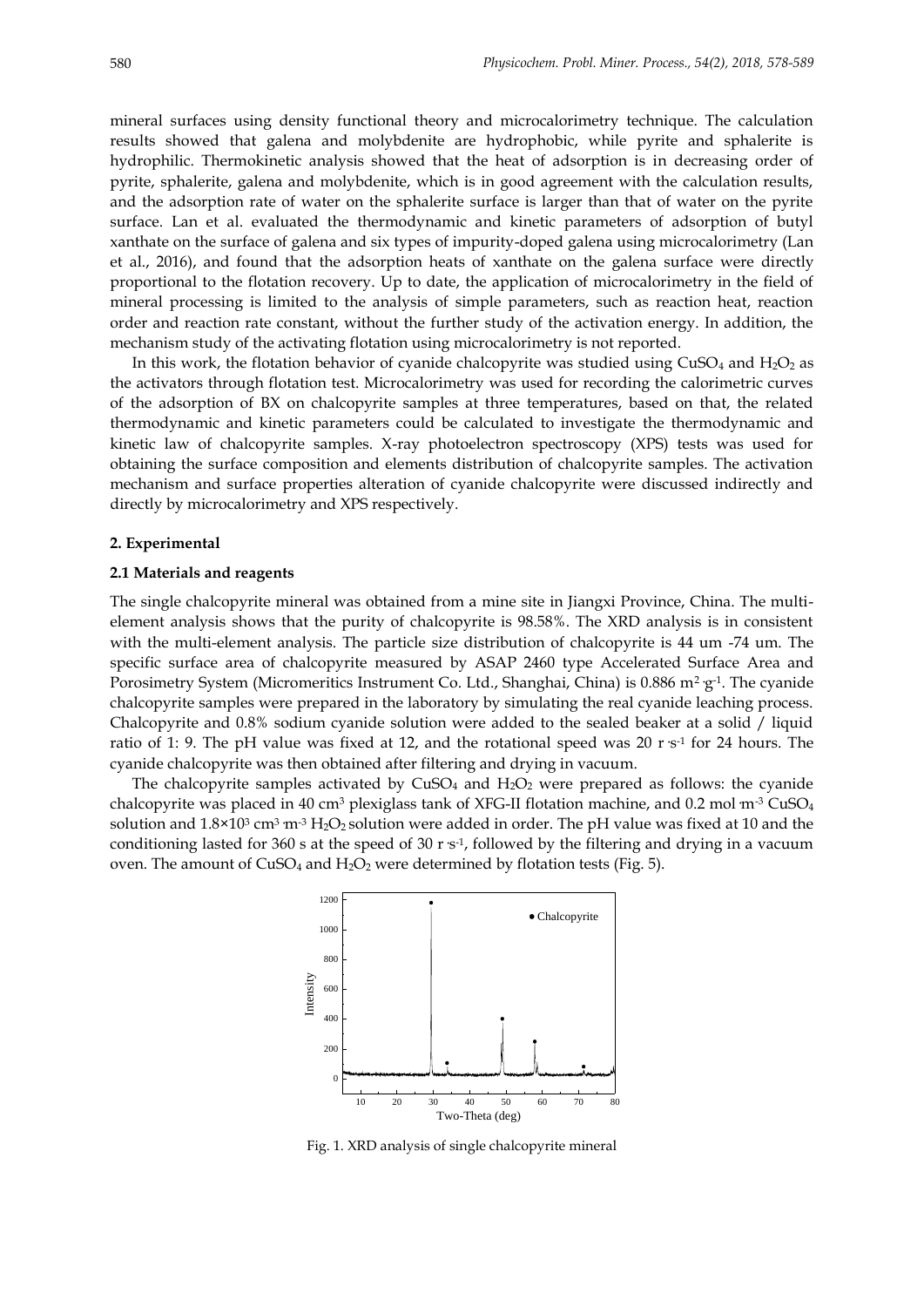mineral surfaces using density functional theory and microcalorimetry technique. The calculation results showed that galena and molybdenite are hydrophobic, while pyrite and sphalerite is hydrophilic. Thermokinetic analysis showed that the heat of adsorption is in decreasing order of pyrite, sphalerite, galena and molybdenite, which is in good agreement with the calculation results, and the adsorption rate of water on the sphalerite surface is larger than that of water on the pyrite surface. Lan et al. evaluated the thermodynamic and kinetic parameters of adsorption of butyl xanthate on the surface of galena and six types of impurity-doped galena using microcalorimetry (Lan et al., 2016), and found that the adsorption heats of xanthate on the galena surface were directly proportional to the flotation recovery. Up to date, the application of microcalorimetry in the field of mineral processing is limited to the analysis of simple parameters, such as reaction heat, reaction order and reaction rate constant, without the further study of the activation energy. In addition, the mechanism study of the activating flotation using microcalorimetry is not reported.

In this work, the flotation behavior of cyanide chalcopyrite was studied using $CuSO_4$ and $H_2O_2$ as the activators through flotation test. Microcalorimetry was used for recording the calorimetric curves of the adsorption of BX on chalcopyrite samples at three temperatures, based on that, the related thermodynamic and kinetic parameters could be calculated to investigate the thermodynamic and kinetic law of chalcopyrite samples. X-ray photoelectron spectroscopy (XPS) tests was used for obtaining the surface composition and elements distribution of chalcopyrite samples. The activation mechanism and surface properties alteration of cyanide chalcopyrite were discussed indirectly and directly by microcalorimetry and XPS respectively.

## 2. Experimental

### 2.1 Materials and reagents

The single chalcopyrite mineral was obtained from a mine site in Jiangxi Province, China. The multi-element analysis shows that the purity of chalcopyrite is 98.58%. The XRD analysis is in consistent with the multi-element analysis. The particle size distribution of chalcopyrite is 44 um -74 um. The specific surface area of chalcopyrite measured by ASAP 2460 type Accelerated Surface Area and Porosimetry System (Micromeritics Instrument Co. Ltd., Shanghai, China) is 0.886 $m^2 \cdot g^{-1}$. The cyanide chalcopyrite samples were prepared in the laboratory by simulating the real cyanide leaching process. Chalcopyrite and 0.8% sodium cyanide solution were added to the sealed beaker at a solid / liquid ratio of 1: 9. The pH value was fixed at 12, and the rotational speed was 20 $r \cdot s^{-1}$ for 24 hours. The cyanide chalcopyrite was then obtained after filtering and drying in vacuum.

The chalcopyrite samples activated by $CuSO_4$ and $H_2O_2$ were prepared as follows: the cyanide chalcopyrite was placed in 40 $cm^3$ plexiglass tank of XFG-II flotation machine, and 0.2 $mol \cdot m^{-3}$ $CuSO_4$ solution and $1.8 \times 10^3$ $cm^3 \cdot m^{-3}$ $H_2O_2$ solution were added in order. The pH value was fixed at 10 and the conditioning lasted for 360 s at the speed of 30 $r \cdot s^{-1}$, followed by the filtering and drying in a vacuum oven. The amount of $CuSO_4$ and $H_2O_2$ were determined by flotation tests (Fig. 5).

Fig. 1. XRD analysis of single chalcopyrite mineral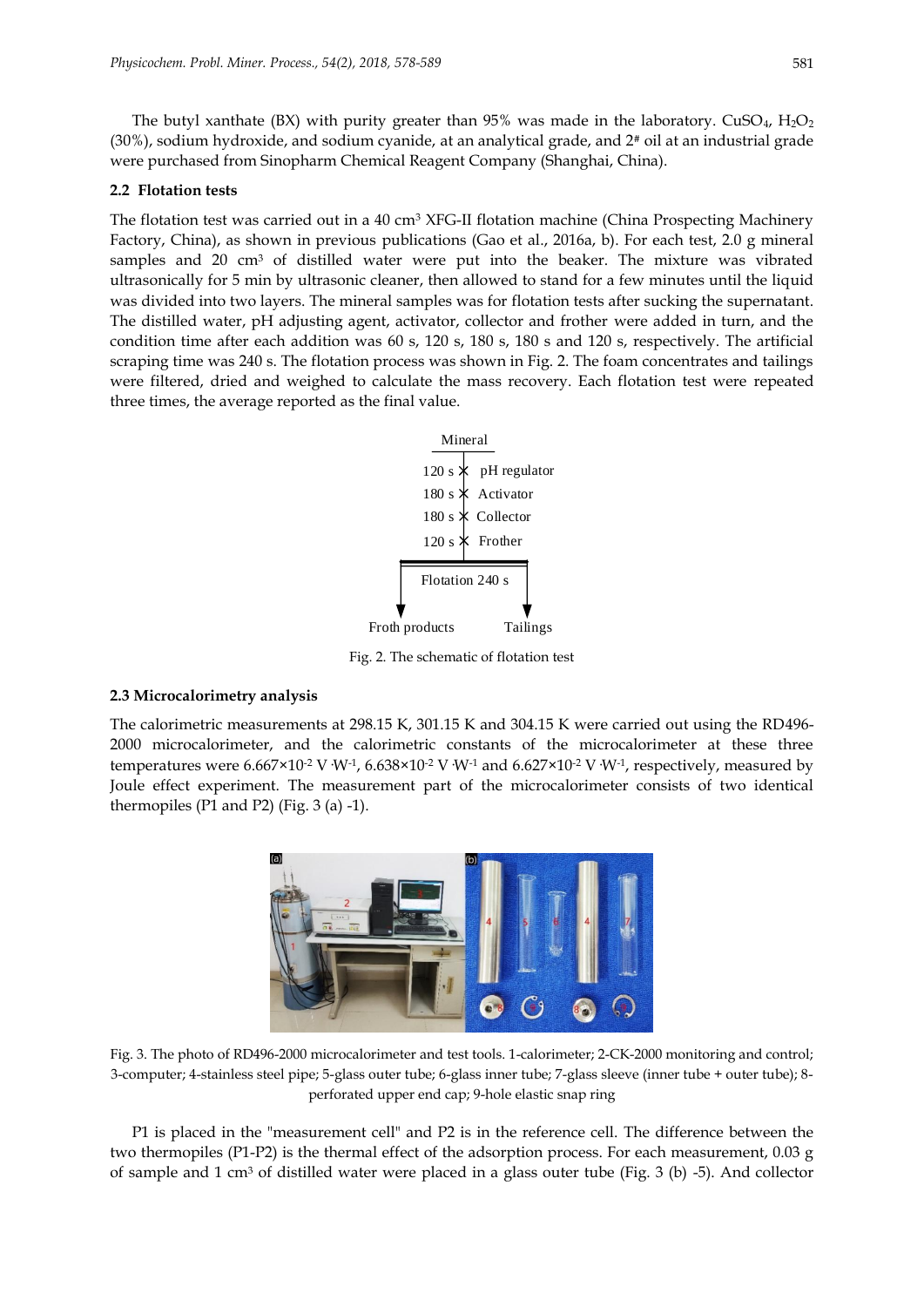The butyl xanthate (BX) with purity greater than 95% was made in the laboratory. $CuSO_4$, $H_2O_2$ (30%), sodium hydroxide, and sodium cyanide, at an analytical grade, and 2# oil at an industrial grade were purchased from Sinopharm Chemical Reagent Company (Shanghai, China).

### 2.2 Flotation tests

The flotation test was carried out in a 40 cm³ XFG-II flotation machine (China Prospecting Machinery Factory, China), as shown in previous publications (Gao et al., 2016a, b). For each test, 2.0 g mineral samples and 20 cm³ of distilled water were put into the beaker. The mixture was vibrated ultrasonically for 5 min by ultrasonic cleaner, then allowed to stand for a few minutes until the liquid was divided into two layers. The mineral samples was for flotation tests after sucking the supernatant. The distilled water, pH adjusting agent, activator, collector and frother were added in turn, and the condition time after each addition was 60 s, 120 s, 180 s, 180 s and 120 s, respectively. The artificial scraping time was 240 s. The flotation process was shown in Fig. 2. The foam concentrates and tailings were filtered, dried and weighed to calculate the mass recovery. Each flotation test were repeated three times, the average reported as the final value.

Mineral

120 s — pH regulator

180 s — Activator

180 s — Collector

120 s — Frother

Flotation 240 s

Froth products — Tailings

Fig. 2. The schematic of flotation test

### 2.3 Microcalorimetry analysis

The calorimetric measurements at 298.15 K, 301.15 K and 304.15 K were carried out using the RD496-2000 microcalorimeter, and the calorimetric constants of the microcalorimeter at these three temperatures were $6.667\times10^{-2}$ V·W$^{-1}$, $6.638\times10^{-2}$ V·W$^{-1}$ and $6.627\times10^{-2}$ V·W$^{-1}$, respectively, measured by Joule effect experiment. The measurement part of the microcalorimeter consists of two identical thermopiles (P1 and P2) (Fig. 3 (a) -1).

Fig. 3. The photo of RD496-2000 microcalorimeter and test tools. 1-calorimeter; 2-CK-2000 monitoring and control; 3-computer; 4-stainless steel pipe; 5-glass outer tube; 6-glass inner tube; 7-glass sleeve (inner tube + outer tube); 8-perforated upper end cap; 9-hole elastic snap ring

P1 is placed in the "measurement cell" and P2 is in the reference cell. The difference between the two thermopiles (P1-P2) is the thermal effect of the adsorption process. For each measurement, 0.03 g of sample and 1 cm³ of distilled water were placed in a glass outer tube (Fig. 3 (b) -5). And collector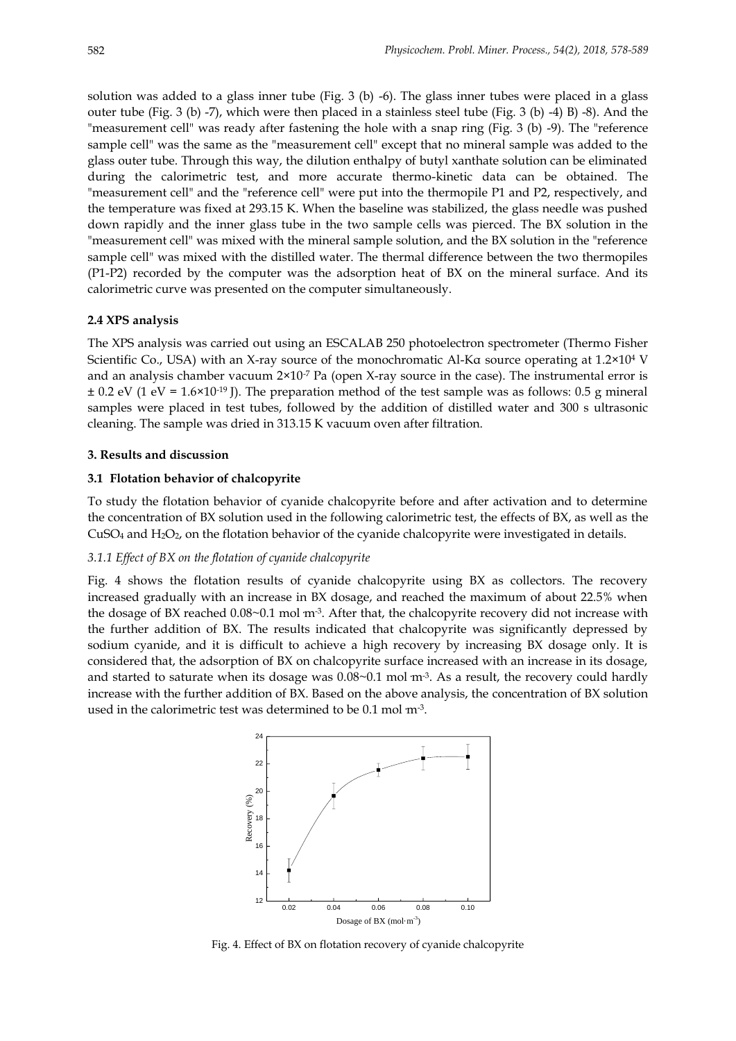solution was added to a glass inner tube (Fig. 3 (b) -6). The glass inner tubes were placed in a glass outer tube (Fig. 3 (b) -7), which were then placed in a stainless steel tube (Fig. 3 (b) -4) B) -8). And the "measurement cell" was ready after fastening the hole with a snap ring (Fig. 3 (b) -9). The "reference sample cell" was the same as the "measurement cell" except that no mineral sample was added to the glass outer tube. Through this way, the dilution enthalpy of butyl xanthate solution can be eliminated during the calorimetric test, and more accurate thermo-kinetic data can be obtained. The "measurement cell" and the "reference cell" were put into the thermopile P1 and P2, respectively, and the temperature was fixed at 293.15 K. When the baseline was stabilized, the glass needle was pushed down rapidly and the inner glass tube in the two sample cells was pierced. The BX solution in the "measurement cell" was mixed with the mineral sample solution, and the BX solution in the "reference sample cell" was mixed with the distilled water. The thermal difference between the two thermopiles (P1-P2) recorded by the computer was the adsorption heat of BX on the mineral surface. And its calorimetric curve was presented on the computer simultaneously.

**2.4 XPS analysis**

The XPS analysis was carried out using an ESCALAB 250 photoelectron spectrometer (Thermo Fisher Scientific Co., USA) with an X-ray source of the monochromatic Al-Kα source operating at $1.2\times10^4$ V and an analysis chamber vacuum $2\times10^{-7}$ Pa (open X-ray source in the case). The instrumental error is ± 0.2 eV (1 eV = $1.6\times10^{-19}$ J). The preparation method of the test sample was as follows: 0.5 g mineral samples were placed in test tubes, followed by the addition of distilled water and 300 s ultrasonic cleaning. The sample was dried in 313.15 K vacuum oven after filtration.

**3. Results and discussion**

**3.1 Flotation behavior of chalcopyrite**

To study the flotation behavior of cyanide chalcopyrite before and after activation and to determine the concentration of BX solution used in the following calorimetric test, the effects of BX, as well as the $CuSO_4$ and $H_2O_2$, on the flotation behavior of the cyanide chalcopyrite were investigated in details.

*3.1.1 Effect of BX on the flotation of cyanide chalcopyrite*

Fig. 4 shows the flotation results of cyanide chalcopyrite using BX as collectors. The recovery increased gradually with an increase in BX dosage, and reached the maximum of about 22.5% when the dosage of BX reached 0.08~0.1 mol·m$^{-3}$. After that, the chalcopyrite recovery did not increase with the further addition of BX. The results indicated that chalcopyrite was significantly depressed by sodium cyanide, and it is difficult to achieve a high recovery by increasing BX dosage only. It is considered that, the adsorption of BX on chalcopyrite surface increased with an increase in its dosage, and started to saturate when its dosage was 0.08~0.1 mol·m$^{-3}$. As a result, the recovery could hardly increase with the further addition of BX. Based on the above analysis, the concentration of BX solution used in the calorimetric test was determined to be 0.1 mol·m$^{-3}$.

Fig. 4. Effect of BX on flotation recovery of cyanide chalcopyrite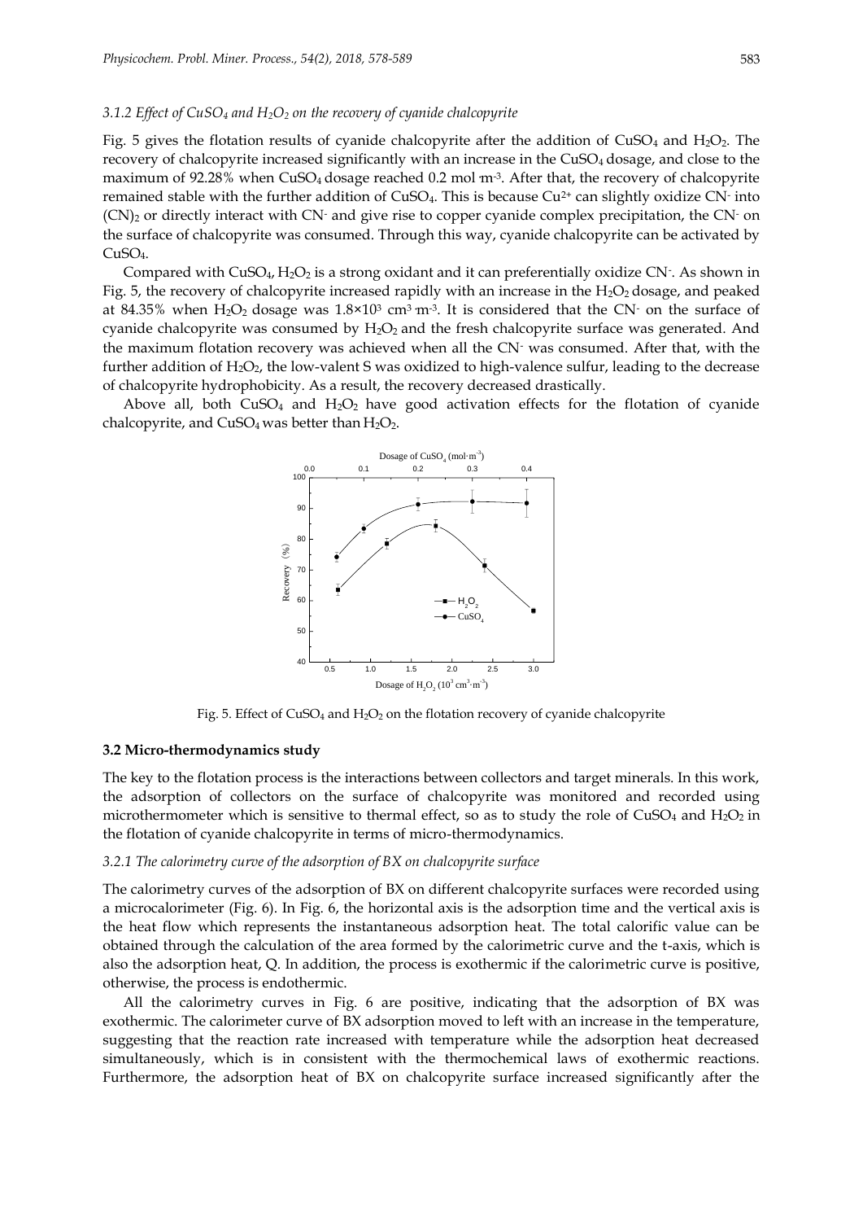#### 3.1.2 Effect of $CuSO_4$ and $H_2O_2$ on the recovery of cyanide chalcopyrite

Fig. 5 gives the flotation results of cyanide chalcopyrite after the addition of $CuSO_4$ and $H_2O_2$. The recovery of chalcopyrite increased significantly with an increase in the $CuSO_4$ dosage, and close to the maximum of 92.28% when $CuSO_4$ dosage reached 0.2 mol·m$^{-3}$. After that, the recovery of chalcopyrite remained stable with the further addition of $CuSO_4$. This is because $Cu^{2+}$ can slightly oxidize $CN^-$ into $(CN)_2$ or directly interact with $CN^-$ and give rise to copper cyanide complex precipitation, the $CN^-$ on the surface of chalcopyrite was consumed. Through this way, cyanide chalcopyrite can be activated by $CuSO_4$.

Compared with $CuSO_4$, $H_2O_2$ is a strong oxidant and it can preferentially oxidize $CN^-$. As shown in Fig. 5, the recovery of chalcopyrite increased rapidly with an increase in the $H_2O_2$ dosage, and peaked at 84.35% when $H_2O_2$ dosage was $1.8\times10^3$ cm$^3$·m$^{-3}$. It is considered that the $CN^-$ on the surface of cyanide chalcopyrite was consumed by $H_2O_2$ and the fresh chalcopyrite surface was generated. And the maximum flotation recovery was achieved when all the $CN^-$ was consumed. After that, with the further addition of $H_2O_2$, the low-valent S was oxidized to high-valence sulfur, leading to the decrease of chalcopyrite hydrophobicity. As a result, the recovery decreased drastically.

Above all, both $CuSO_4$ and $H_2O_2$ have good activation effects for the flotation of cyanide chalcopyrite, and $CuSO_4$ was better than $H_2O_2$.

Fig. 5. Effect of $CuSO_4$ and $H_2O_2$ on the flotation recovery of cyanide chalcopyrite

### 3.2 Micro-thermodynamics study

The key to the flotation process is the interactions between collectors and target minerals. In this work, the adsorption of collectors on the surface of chalcopyrite was monitored and recorded using microthermometer which is sensitive to thermal effect, so as to study the role of $CuSO_4$ and $H_2O_2$ in the flotation of cyanide chalcopyrite in terms of micro-thermodynamics.

#### 3.2.1 The calorimetry curve of the adsorption of BX on chalcopyrite surface

The calorimetry curves of the adsorption of BX on different chalcopyrite surfaces were recorded using a microcalorimeter (Fig. 6). In Fig. 6, the horizontal axis is the adsorption time and the vertical axis is the heat flow which represents the instantaneous adsorption heat. The total calorific value can be obtained through the calculation of the area formed by the calorimetric curve and the t-axis, which is also the adsorption heat, Q. In addition, the process is exothermic if the calorimetric curve is positive, otherwise, the process is endothermic.

All the calorimetry curves in Fig. 6 are positive, indicating that the adsorption of BX was exothermic. The calorimeter curve of BX adsorption moved to left with an increase in the temperature, suggesting that the reaction rate increased with temperature while the adsorption heat decreased simultaneously, which is in consistent with the thermochemical laws of exothermic reactions. Furthermore, the adsorption heat of BX on chalcopyrite surface increased significantly after the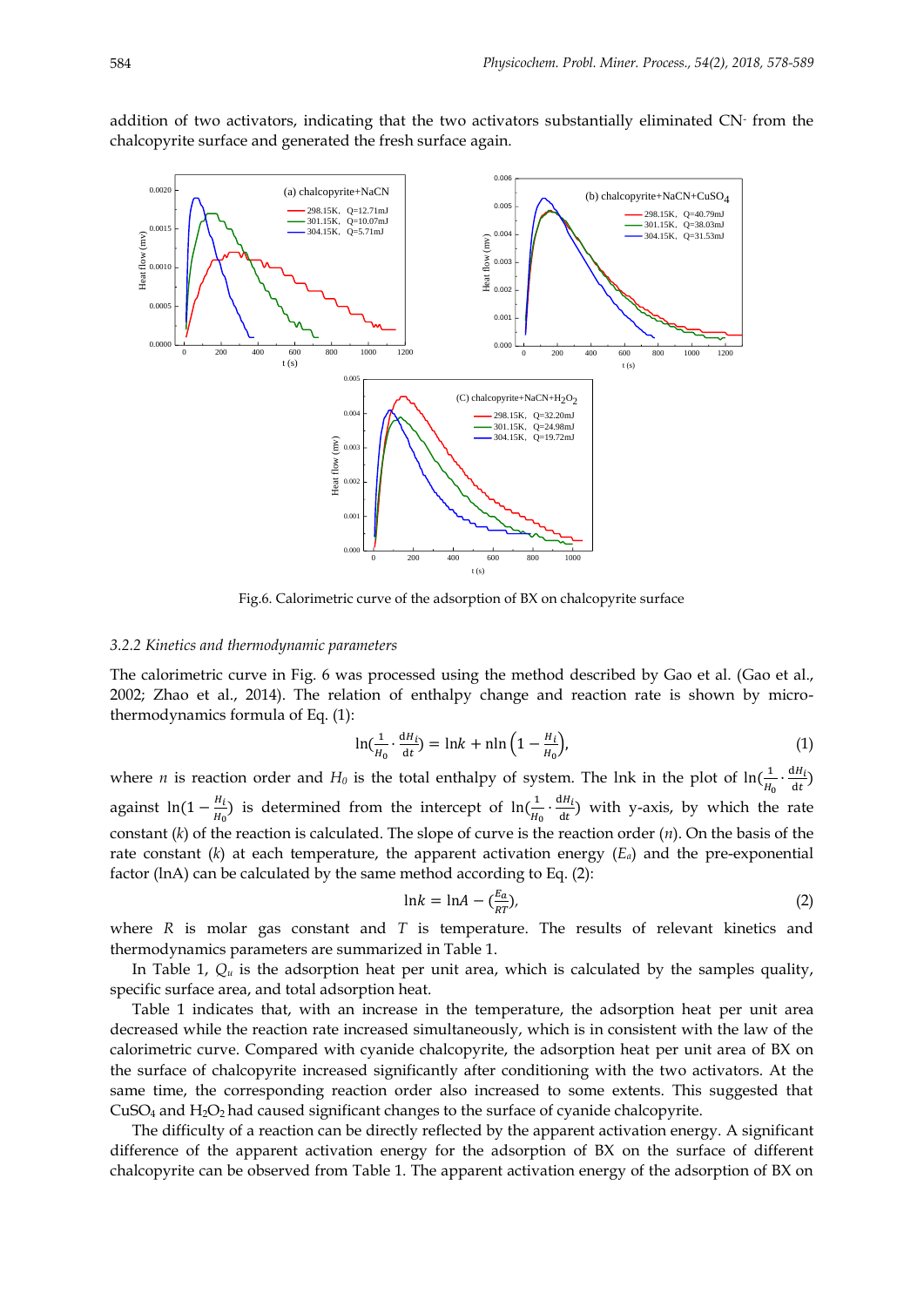addition of two activators, indicating that the two activators substantially eliminated $CN^-$ from the chalcopyrite surface and generated the fresh surface again.

Fig.6. Calorimetric curve of the adsorption of BX on chalcopyrite surface

### 3.2.2 Kinetics and thermodynamic parameters

The calorimetric curve in Fig. 6 was processed using the method described by Gao et al. (Gao et al., 2002; Zhao et al., 2014). The relation of enthalpy change and reaction rate is shown by micro-thermodynamics formula of Eq. (1):

$$\ln\left(\frac{1}{H_0}\cdot\frac{dH_i}{dt}\right) = \ln k + n\ln\left(1 - \frac{H_i}{H_0}\right), \tag{1}$$

where $n$ is reaction order and $H_0$ is the total enthalpy of system. The $\ln k$ in the plot of $\ln(\frac{1}{H_0}\cdot\frac{dH_i}{dt})$ against $\ln(1-\frac{H_i}{H_0})$ is determined from the intercept of $\ln(\frac{1}{H_0}\cdot\frac{dH_i}{dt})$ with y-axis, by which the rate constant ($k$) of the reaction is calculated. The slope of curve is the reaction order ($n$). On the basis of the rate constant ($k$) at each temperature, the apparent activation energy ($E_a$) and the pre-exponential factor ($\ln A$) can be calculated by the same method according to Eq. (2):

$$\ln k = \ln A - \left(\frac{E_a}{RT}\right), \tag{2}$$

where $R$ is molar gas constant and $T$ is temperature. The results of relevant kinetics and thermodynamics parameters are summarized in Table 1.

In Table 1, $Q_u$ is the adsorption heat per unit area, which is calculated by the samples quality, specific surface area, and total adsorption heat.

Table 1 indicates that, with an increase in the temperature, the adsorption heat per unit area decreased while the reaction rate increased simultaneously, which is in consistent with the law of the calorimetric curve. Compared with cyanide chalcopyrite, the adsorption heat per unit area of BX on the surface of chalcopyrite increased significantly after conditioning with the two activators. At the same time, the corresponding reaction order also increased to some extents. This suggested that $CuSO_4$ and $H_2O_2$ had caused significant changes to the surface of cyanide chalcopyrite.

The difficulty of a reaction can be directly reflected by the apparent activation energy. A significant difference of the apparent activation energy for the adsorption of BX on the surface of different chalcopyrite can be observed from Table 1. The apparent activation energy of the adsorption of BX on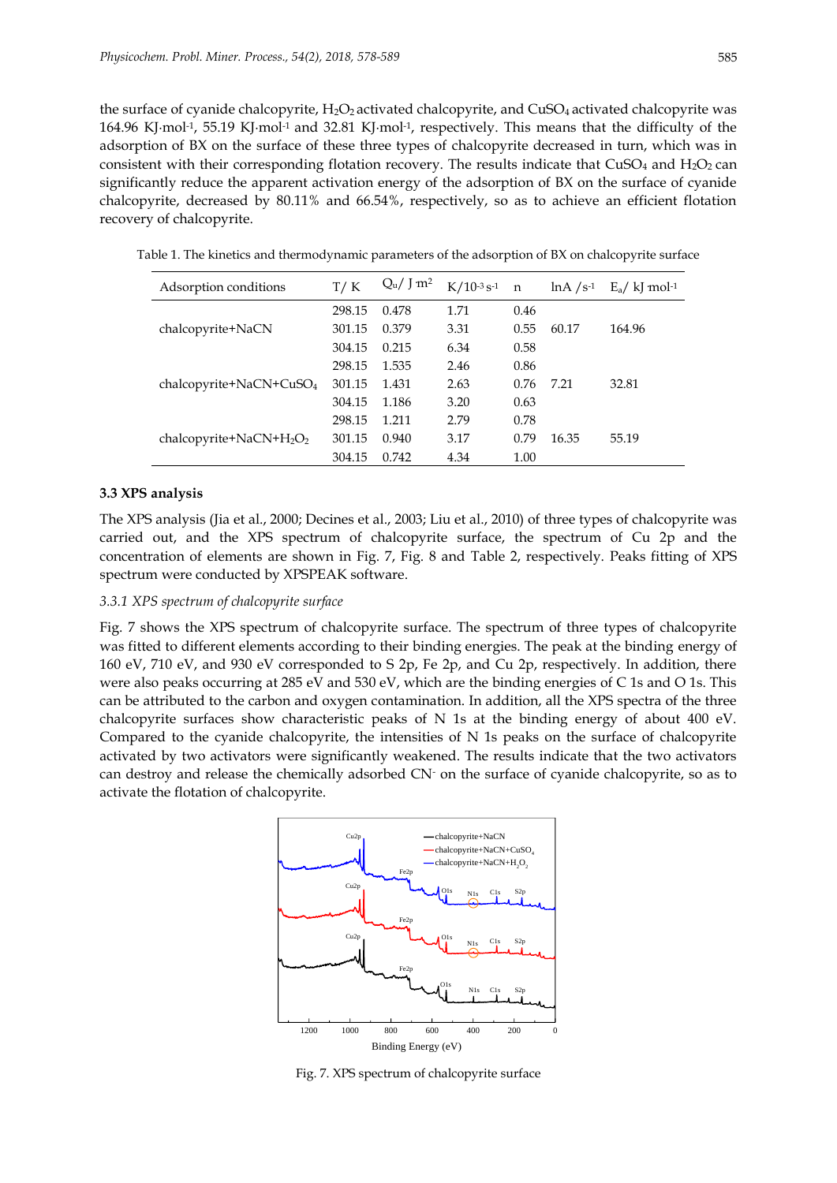the surface of cyanide chalcopyrite, $H_2O_2$ activated chalcopyrite, and $CuSO_4$ activated chalcopyrite was 164.96 KJ·mol$^{-1}$, 55.19 KJ·mol$^{-1}$ and 32.81 KJ·mol$^{-1}$, respectively. This means that the difficulty of the adsorption of BX on the surface of these three types of chalcopyrite decreased in turn, which was in consistent with their corresponding flotation recovery. The results indicate that $CuSO_4$ and $H_2O_2$ can significantly reduce the apparent activation energy of the adsorption of BX on the surface of cyanide chalcopyrite, decreased by 80.11% and 66.54%, respectively, so as to achieve an efficient flotation recovery of chalcopyrite.

Table 1. The kinetics and thermodynamic parameters of the adsorption of BX on chalcopyrite surface

| Adsorption conditions | T/ K | $Q_u$/ J m$^2$ | K/$10^{-3}$ s$^{-1}$ | n | lnA /s$^{-1}$ | $E_a$/ kJ mol$^{-1}$ |
|---|---|---|---|---|---|---|
| chalcopyrite+NaCN | 298.15 | 0.478 | 1.71 | 0.46 | 60.17 | 164.96 |
| | 301.15 | 0.379 | 3.31 | 0.55 | | |
| | 304.15 | 0.215 | 6.34 | 0.58 | | |
| chalcopyrite+NaCN+$CuSO_4$ | 298.15 | 1.535 | 2.46 | 0.86 | 7.21 | 32.81 |
| | 301.15 | 1.431 | 2.63 | 0.76 | | |
| | 304.15 | 1.186 | 3.20 | 0.63 | | |
| chalcopyrite+NaCN+$H_2O_2$ | 298.15 | 1.211 | 2.79 | 0.78 | 16.35 | 55.19 |
| | 301.15 | 0.940 | 3.17 | 0.79 | | |
| | 304.15 | 0.742 | 4.34 | 1.00 | | |

### 3.3 XPS analysis

The XPS analysis (Jia et al., 2000; Decines et al., 2003; Liu et al., 2010) of three types of chalcopyrite was carried out, and the XPS spectrum of chalcopyrite surface, the spectrum of Cu 2p and the concentration of elements are shown in Fig. 7, Fig. 8 and Table 2, respectively. Peaks fitting of XPS spectrum were conducted by XPSPEAK software.

#### *3.3.1 XPS spectrum of chalcopyrite surface*

Fig. 7 shows the XPS spectrum of chalcopyrite surface. The spectrum of three types of chalcopyrite was fitted to different elements according to their binding energies. The peak at the binding energy of 160 eV, 710 eV, and 930 eV corresponded to S 2p, Fe 2p, and Cu 2p, respectively. In addition, there were also peaks occurring at 285 eV and 530 eV, which are the binding energies of C 1s and O 1s. This can be attributed to the carbon and oxygen contamination. In addition, all the XPS spectra of the three chalcopyrite surfaces show characteristic peaks of N 1s at the binding energy of about 400 eV. Compared to the cyanide chalcopyrite, the intensities of N 1s peaks on the surface of chalcopyrite activated by two activators were significantly weakened. The results indicate that the two activators can destroy and release the chemically adsorbed $CN^-$ on the surface of cyanide chalcopyrite, so as to activate the flotation of chalcopyrite.

Fig. 7. XPS spectrum of chalcopyrite surface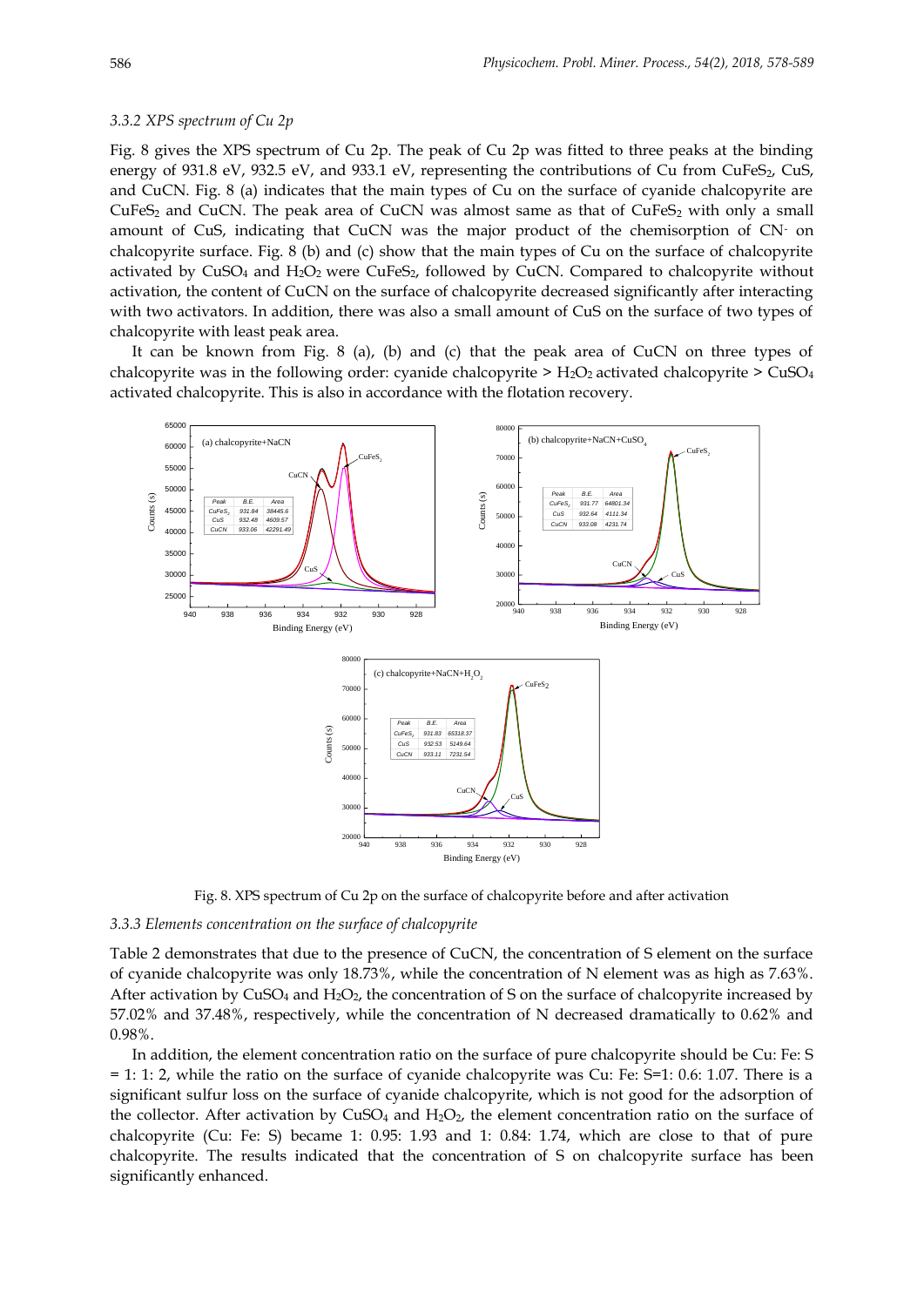### 3.3.2 XPS spectrum of Cu 2p

Fig. 8 gives the XPS spectrum of Cu 2p. The peak of Cu 2p was fitted to three peaks at the binding energy of 931.8 eV, 932.5 eV, and 933.1 eV, representing the contributions of Cu from $CuFeS_2$, CuS, and CuCN. Fig. 8 (a) indicates that the main types of Cu on the surface of cyanide chalcopyrite are $CuFeS_2$ and CuCN. The peak area of CuCN was almost same as that of $CuFeS_2$ with only a small amount of CuS, indicating that CuCN was the major product of the chemisorption of $CN^-$ on chalcopyrite surface. Fig. 8 (b) and (c) show that the main types of Cu on the surface of chalcopyrite activated by $CuSO_4$ and $H_2O_2$ were $CuFeS_2$, followed by CuCN. Compared to chalcopyrite without activation, the content of CuCN on the surface of chalcopyrite decreased significantly after interacting with two activators. In addition, there was also a small amount of CuS on the surface of two types of chalcopyrite with least peak area.

It can be known from Fig. 8 (a), (b) and (c) that the peak area of CuCN on three types of chalcopyrite was in the following order: cyanide chalcopyrite > $H_2O_2$ activated chalcopyrite > $CuSO_4$ activated chalcopyrite. This is also in accordance with the flotation recovery.

Fig. 8. XPS spectrum of Cu 2p on the surface of chalcopyrite before and after activation

### 3.3.3 Elements concentration on the surface of chalcopyrite

Table 2 demonstrates that due to the presence of CuCN, the concentration of S element on the surface of cyanide chalcopyrite was only 18.73%, while the concentration of N element was as high as 7.63%. After activation by $CuSO_4$ and $H_2O_2$, the concentration of S on the surface of chalcopyrite increased by 57.02% and 37.48%, respectively, while the concentration of N decreased dramatically to 0.62% and 0.98%.

In addition, the element concentration ratio on the surface of pure chalcopyrite should be Cu: Fe: S = 1: 1: 2, while the ratio on the surface of cyanide chalcopyrite was Cu: Fe: S=1: 0.6: 1.07. There is a significant sulfur loss on the surface of cyanide chalcopyrite, which is not good for the adsorption of the collector. After activation by $CuSO_4$ and $H_2O_2$, the element concentration ratio on the surface of chalcopyrite (Cu: Fe: S) became 1: 0.95: 1.93 and 1: 0.84: 1.74, which are close to that of pure chalcopyrite. The results indicated that the concentration of S on chalcopyrite surface has been significantly enhanced.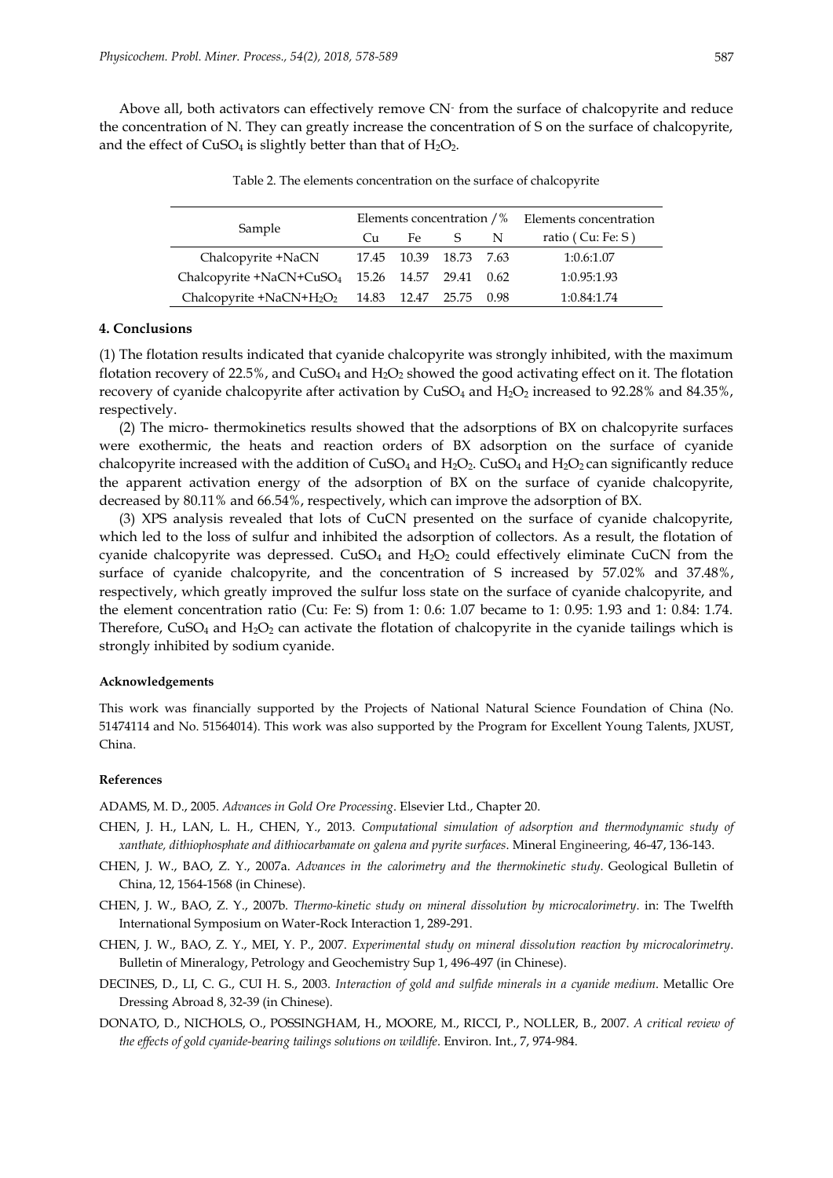Above all, both activators can effectively remove $CN^-$ from the surface of chalcopyrite and reduce the concentration of N. They can greatly increase the concentration of S on the surface of chalcopyrite, and the effect of $CuSO_4$ is slightly better than that of $H_2O_2$.

Table 2. The elements concentration on the surface of chalcopyrite

| Sample | Elements concentration /% | | | | Elements concentration ratio ( Cu: Fe: S ) |
|---|---|---|---|---|---|
| | Cu | Fe | S | N | |
| Chalcopyrite +NaCN | 17.45 | 10.39 | 18.73 | 7.63 | 1:0.6:1.07 |
| Chalcopyrite +NaCN+$CuSO_4$ | 15.26 | 14.57 | 29.41 | 0.62 | 1:0.95:1.93 |
| Chalcopyrite +NaCN+$H_2O_2$ | 14.83 | 12.47 | 25.75 | 0.98 | 1:0.84:1.74 |

## 4. Conclusions

(1) The flotation results indicated that cyanide chalcopyrite was strongly inhibited, with the maximum flotation recovery of 22.5%, and $CuSO_4$ and $H_2O_2$ showed the good activating effect on it. The flotation recovery of cyanide chalcopyrite after activation by $CuSO_4$ and $H_2O_2$ increased to 92.28% and 84.35%, respectively.

(2) The micro- thermokinetics results showed that the adsorptions of BX on chalcopyrite surfaces were exothermic, the heats and reaction orders of BX adsorption on the surface of cyanide chalcopyrite increased with the addition of $CuSO_4$ and $H_2O_2$. $CuSO_4$ and $H_2O_2$ can significantly reduce the apparent activation energy of the adsorption of BX on the surface of cyanide chalcopyrite, decreased by 80.11% and 66.54%, respectively, which can improve the adsorption of BX.

(3) XPS analysis revealed that lots of CuCN presented on the surface of cyanide chalcopyrite, which led to the loss of sulfur and inhibited the adsorption of collectors. As a result, the flotation of cyanide chalcopyrite was depressed. $CuSO_4$ and $H_2O_2$ could effectively eliminate CuCN from the surface of cyanide chalcopyrite, and the concentration of S increased by 57.02% and 37.48%, respectively, which greatly improved the sulfur loss state on the surface of cyanide chalcopyrite, and the element concentration ratio (Cu: Fe: S) from 1: 0.6: 1.07 became to 1: 0.95: 1.93 and 1: 0.84: 1.74. Therefore, $CuSO_4$ and $H_2O_2$ can activate the flotation of chalcopyrite in the cyanide tailings which is strongly inhibited by sodium cyanide.

#### Acknowledgements

This work was financially supported by the Projects of National Natural Science Foundation of China (No. 51474114 and No. 51564014). This work was also supported by the Program for Excellent Young Talents, JXUST, China.

#### References

ADAMS, M. D., 2005. *Advances in Gold Ore Processing*. Elsevier Ltd., Chapter 20.

CHEN, J. H., LAN, L. H., CHEN, Y., 2013. *Computational simulation of adsorption and thermodynamic study of xanthate, dithiophosphate and dithiocarbamate on galena and pyrite surfaces*. Mineral Engineering, 46-47, 136-143.

CHEN, J. W., BAO, Z. Y., 2007a. *Advances in the calorimetry and the thermokinetic study*. Geological Bulletin of China, 12, 1564-1568 (in Chinese).

CHEN, J. W., BAO, Z. Y., 2007b. *Thermo-kinetic study on mineral dissolution by microcalorimetry*. in: The Twelfth International Symposium on Water-Rock Interaction 1, 289-291.

CHEN, J. W., BAO, Z. Y., MEI, Y. P., 2007. *Experimental study on mineral dissolution reaction by microcalorimetry*. Bulletin of Mineralogy, Petrology and Geochemistry Sup 1, 496-497 (in Chinese).

DECINES, D., LI, C. G., CUI H. S., 2003. *Interaction of gold and sulfide minerals in a cyanide medium*. Metallic Ore Dressing Abroad 8, 32-39 (in Chinese).

DONATO, D., NICHOLS, O., POSSINGHAM, H., MOORE, M., RICCI, P., NOLLER, B., 2007. *A critical review of the effects of gold cyanide-bearing tailings solutions on wildlife*. Environ. Int., 7, 974-984.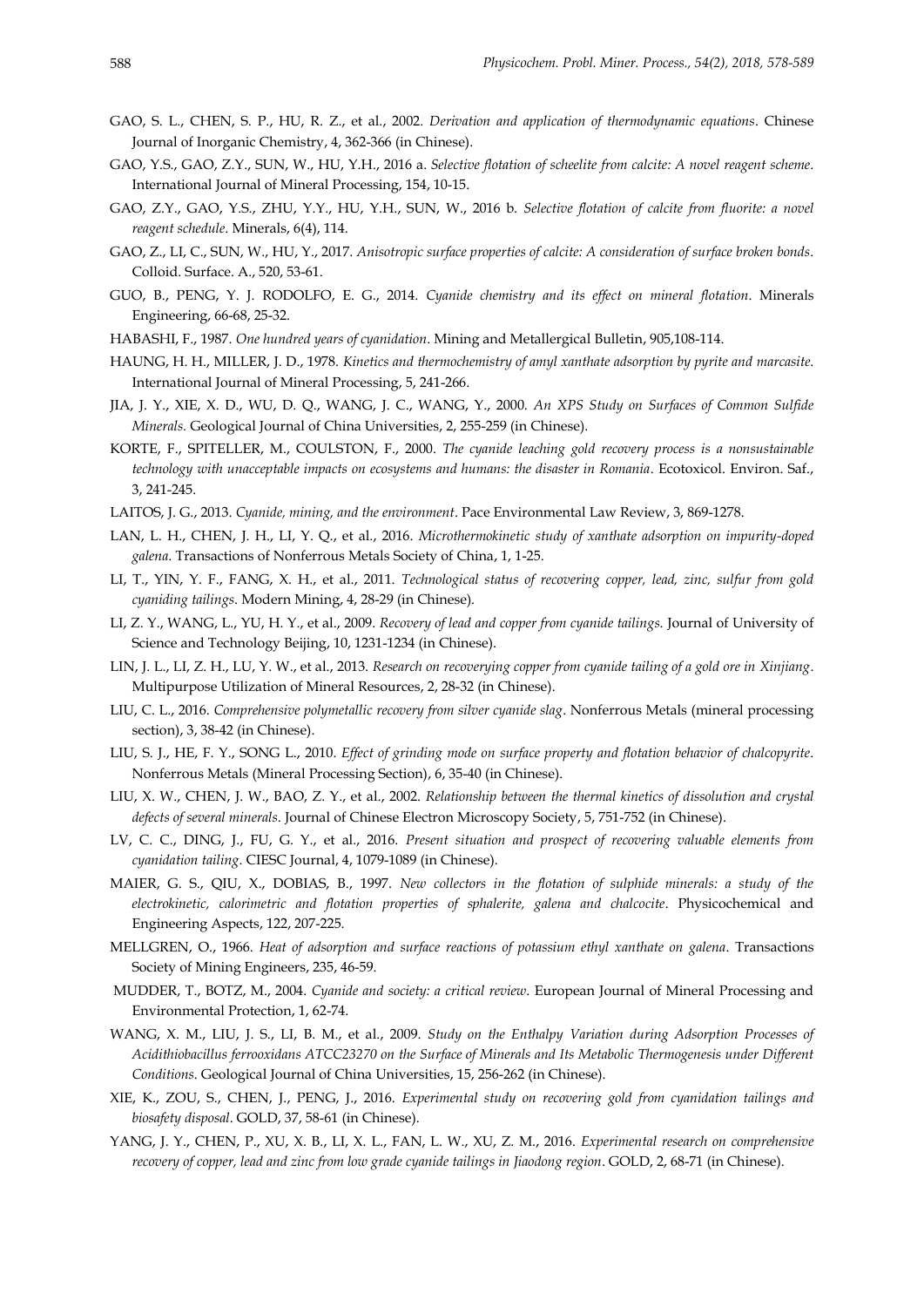GAO, S. L., CHEN, S. P., HU, R. Z., et al., 2002. *Derivation and application of thermodynamic equations*. Chinese Journal of Inorganic Chemistry, 4, 362-366 (in Chinese).

GAO, Y.S., GAO, Z.Y., SUN, W., HU, Y.H., 2016 a. *Selective flotation of scheelite from calcite: A novel reagent scheme*. International Journal of Mineral Processing, 154, 10-15.

GAO, Z.Y., GAO, Y.S., ZHU, Y.Y., HU, Y.H., SUN, W., 2016 b. *Selective flotation of calcite from fluorite: a novel reagent schedule*. Minerals, 6(4), 114.

GAO, Z., LI, C., SUN, W., HU, Y., 2017. *Anisotropic surface properties of calcite: A consideration of surface broken bonds*. Colloid. Surface. A., 520, 53-61.

GUO, B., PENG, Y. J. RODOLFO, E. G., 2014. *Cyanide chemistry and its effect on mineral flotation*. Minerals Engineering, 66-68, 25-32.

HABASHI, F., 1987. *One hundred years of cyanidation*. Mining and Metallergical Bulletin, 905,108-114.

HAUNG, H. H., MILLER, J. D., 1978. *Kinetics and thermochemistry of amyl xanthate adsorption by pyrite and marcasite*. International Journal of Mineral Processing, 5, 241-266.

JIA, J. Y., XIE, X. D., WU, D. Q., WANG, J. C., WANG, Y., 2000. *An XPS Study on Surfaces of Common Sulfide Minerals*. Geological Journal of China Universities, 2, 255-259 (in Chinese).

KORTE, F., SPITELLER, M., COULSTON, F., 2000. *The cyanide leaching gold recovery process is a nonsustainable technology with unacceptable impacts on ecosystems and humans: the disaster in Romania*. Ecotoxicol. Environ. Saf., 3, 241-245.

LAITOS, J. G., 2013. *Cyanide, mining, and the environment*. Pace Environmental Law Review, 3, 869-1278.

LAN, L. H., CHEN, J. H., LI, Y. Q., et al., 2016. *Microthermokinetic study of xanthate adsorption on impurity-doped galena*. Transactions of Nonferrous Metals Society of China, 1, 1-25.

LI, T., YIN, Y. F., FANG, X. H., et al., 2011. *Technological status of recovering copper, lead, zinc, sulfur from gold cyaniding tailings*. Modern Mining, 4, 28-29 (in Chinese).

LI, Z. Y., WANG, L., YU, H. Y., et al., 2009. *Recovery of lead and copper from cyanide tailings*. Journal of University of Science and Technology Beijing, 10, 1231-1234 (in Chinese).

LIN, J. L., LI, Z. H., LU, Y. W., et al., 2013. *Research on recoverying copper from cyanide tailing of a gold ore in Xinjiang*. Multipurpose Utilization of Mineral Resources, 2, 28-32 (in Chinese).

LIU, C. L., 2016. *Comprehensive polymetallic recovery from silver cyanide slag*. Nonferrous Metals (mineral processing section), 3, 38-42 (in Chinese).

LIU, S. J., HE, F. Y., SONG L., 2010. *Effect of grinding mode on surface property and flotation behavior of chalcopyrite*. Nonferrous Metals (Mineral Processing Section), 6, 35-40 (in Chinese).

LIU, X. W., CHEN, J. W., BAO, Z. Y., et al., 2002. *Relationship between the thermal kinetics of dissolution and crystal defects of several minerals*. Journal of Chinese Electron Microscopy Society, 5, 751-752 (in Chinese).

LV, C. C., DING, J., FU, G. Y., et al., 2016. *Present situation and prospect of recovering valuable elements from cyanidation tailing*. CIESC Journal, 4, 1079-1089 (in Chinese).

MAIER, G. S., QIU, X., DOBIAS, B., 1997. *New collectors in the flotation of sulphide minerals: a study of the electrokinetic, calorimetric and flotation properties of sphalerite, galena and chalcocite*. Physicochemical and Engineering Aspects, 122, 207-225.

MELLGREN, O., 1966. *Heat of adsorption and surface reactions of potassium ethyl xanthate on galena*. Transactions Society of Mining Engineers, 235, 46-59.

MUDDER, T., BOTZ, M., 2004. *Cyanide and society: a critical review*. European Journal of Mineral Processing and Environmental Protection, 1, 62-74.

WANG, X. M., LIU, J. S., LI, B. M., et al., 2009. *Study on the Enthalpy Variation during Adsorption Processes of Acidithiobacillus ferrooxidans ATCC23270 on the Surface of Minerals and Its Metabolic Thermogenesis under Different Conditions*. Geological Journal of China Universities, 15, 256-262 (in Chinese).

XIE, K., ZOU, S., CHEN, J., PENG, J., 2016. *Experimental study on recovering gold from cyanidation tailings and biosafety disposal*. GOLD, 37, 58-61 (in Chinese).

YANG, J. Y., CHEN, P., XU, X. B., LI, X. L., FAN, L. W., XU, Z. M., 2016. *Experimental research on comprehensive recovery of copper, lead and zinc from low grade cyanide tailings in Jiaodong region*. GOLD, 2, 68-71 (in Chinese).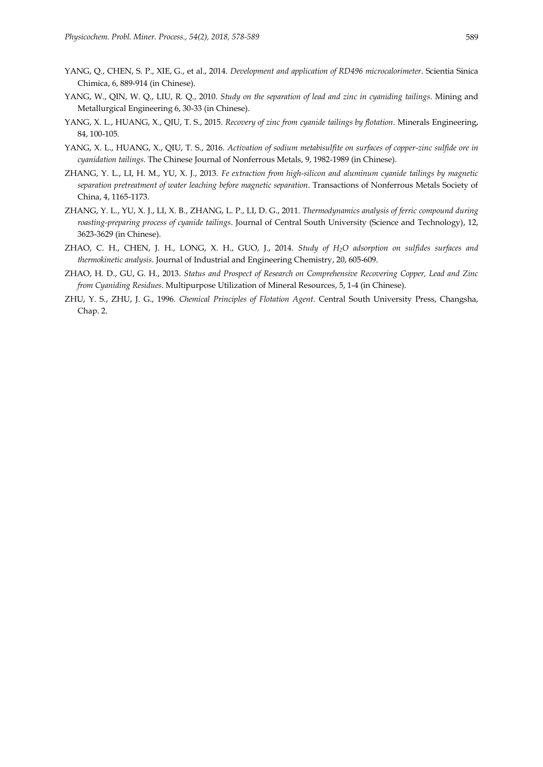YANG, Q., CHEN, S. P., XIE, G., et al., 2014. *Development and application of RD496 microcalorimeter*. Scientia Sinica Chimica, 6, 889-914 (in Chinese).

YANG, W., QIN, W. Q., LIU, R. Q., 2010. *Study on the separation of lead and zinc in cyaniding tailings*. Mining and Metallurgical Engineering 6, 30-33 (in Chinese).

YANG, X. L., HUANG, X., QIU, T. S., 2015. *Recovery of zinc from cyanide tailings by flotation*. Minerals Engineering, 84, 100-105.

YANG, X. L., HUANG, X., QIU, T. S., 2016. *Activation of sodium metabisulfite on surfaces of copper-zinc sulfide ore in cyanidation tailings*. The Chinese Journal of Nonferrous Metals, 9, 1982-1989 (in Chinese).

ZHANG, Y. L., LI, H. M., YU, X. J., 2013. *Fe extraction from high-silicon and aluminum cyanide tailings by magnetic separation pretreatment of water leaching before magnetic separation*. Transactions of Nonferrous Metals Society of China, 4, 1165-1173.

ZHANG, Y. L., YU, X. J., LI, X. B., ZHANG, L. P., LI, D. G., 2011. *Thermodynamics analysis of ferric compound during roasting-preparing process of cyanide tailings*. Journal of Central South University (Science and Technology), 12, 3623-3629 (in Chinese).

ZHAO, C. H., CHEN, J. H., LONG, X. H., GUO, J., 2014. *Study of $H_2O$ adsorption on sulfides surfaces and thermokinetic analysis*. Journal of Industrial and Engineering Chemistry, 20, 605-609.

ZHAO, H. D., GU, G. H., 2013. *Status and Prospect of Research on Comprehensive Recovering Copper, Lead and Zinc from Cyaniding Residues*. Multipurpose Utilization of Mineral Resources, 5, 1-4 (in Chinese).

ZHU, Y. S., ZHU, J. G., 1996. *Chemical Principles of Flotation Agent*. Central South University Press, Changsha, Chap. 2.